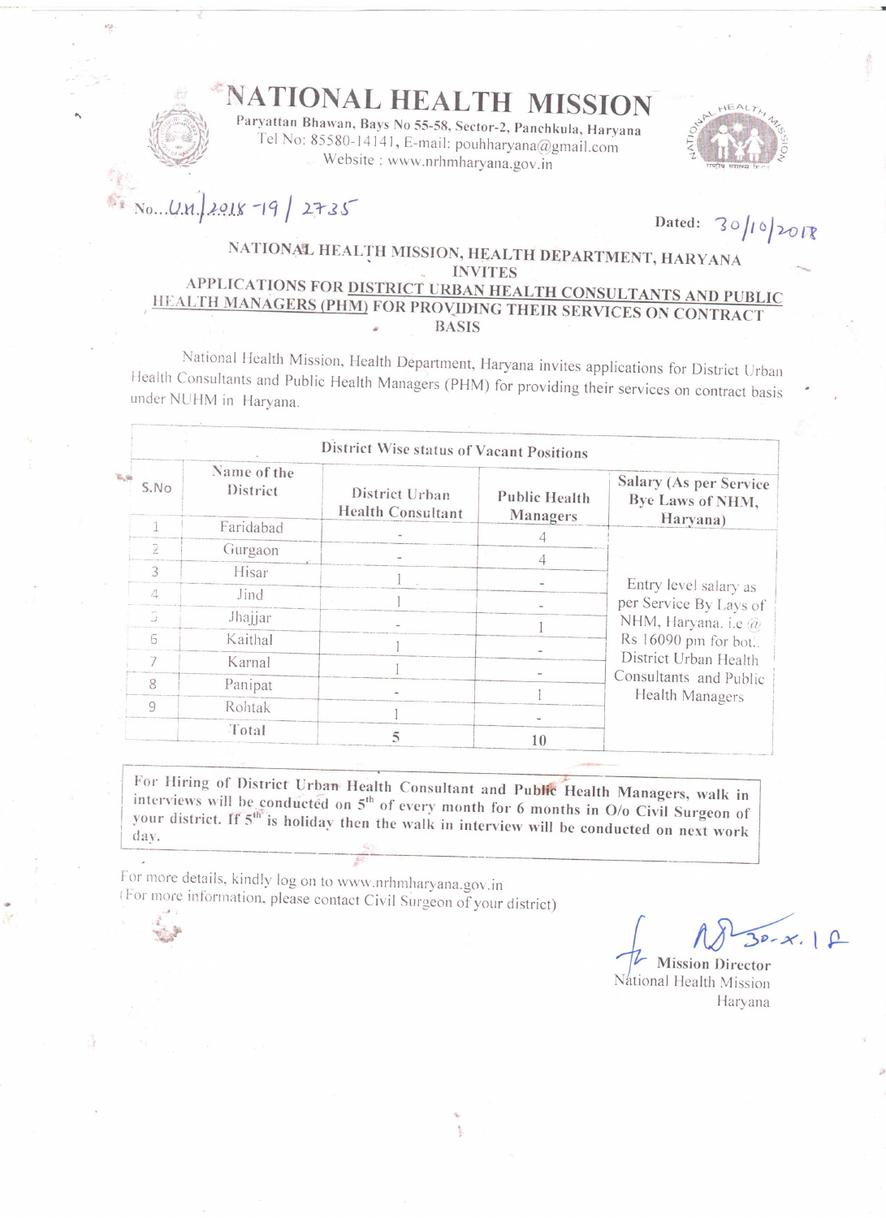# NATIONAL HEALTH MISSION

Paryattan Bhawan, Bays No 55-58, Sector-2, Panchkula, Haryana
Tel No: 85580-14141, E-mail: pouhharyana@gmail.com
Website : www.nrhmharyana.gov.in

No...U.H./2018-19/ 2735

Dated: 30/10/2018

## NATIONAL HEALTH MISSION, HEALTH DEPARTMENT, HARYANA INVITES APPLICATIONS FOR DISTRICT URBAN HEALTH CONSULTANTS AND PUBLIC HEALTH MANAGERS (PHM) FOR PROVIDING THEIR SERVICES ON CONTRACT BASIS

National Health Mission, Health Department, Haryana invites applications for District Urban Health Consultants and Public Health Managers (PHM) for providing their services on contract basis under NUHM in Haryana.

| District Wise status of Vacant Positions | | | | |
|---|---|---|---|---|
| S.No | Name of the District | District Urban Health Consultant | Public Health Managers | Salary (As per Service Bye Laws of NHM, Haryana) |
| 1 | Faridabad | - | 4 | Entry level salary as per Service By Lays of NHM, Haryana. i.e @ Rs 16090 pm for both District Urban Health Consultants and Public Health Managers |
| 2 | Gurgaon | - | 4 | |
| 3 | Hisar | 1 | - | |
| 4 | Jind | 1 | - | |
| 5 | Jhajjar | - | 1 | |
| 6 | Kaithal | 1 | - | |
| 7 | Karnal | 1 | - | |
| 8 | Panipat | - | 1 | |
| 9 | Rohtak | 1 | - | |
| | Total | 5 | 10 | |

**For Hiring of District Urban Health Consultant and Public Health Managers, walk in interviews will be conducted on 5th of every month for 6 months in O/o Civil Surgeon of your district. If 5th is holiday then the walk in interview will be conducted on next work day.**

For more details, kindly log on to www.nrhmharyana.gov.in
(For more information, please contact Civil Surgeon of your district)

30-x-18

**Mission Director**
National Health Mission
Haryana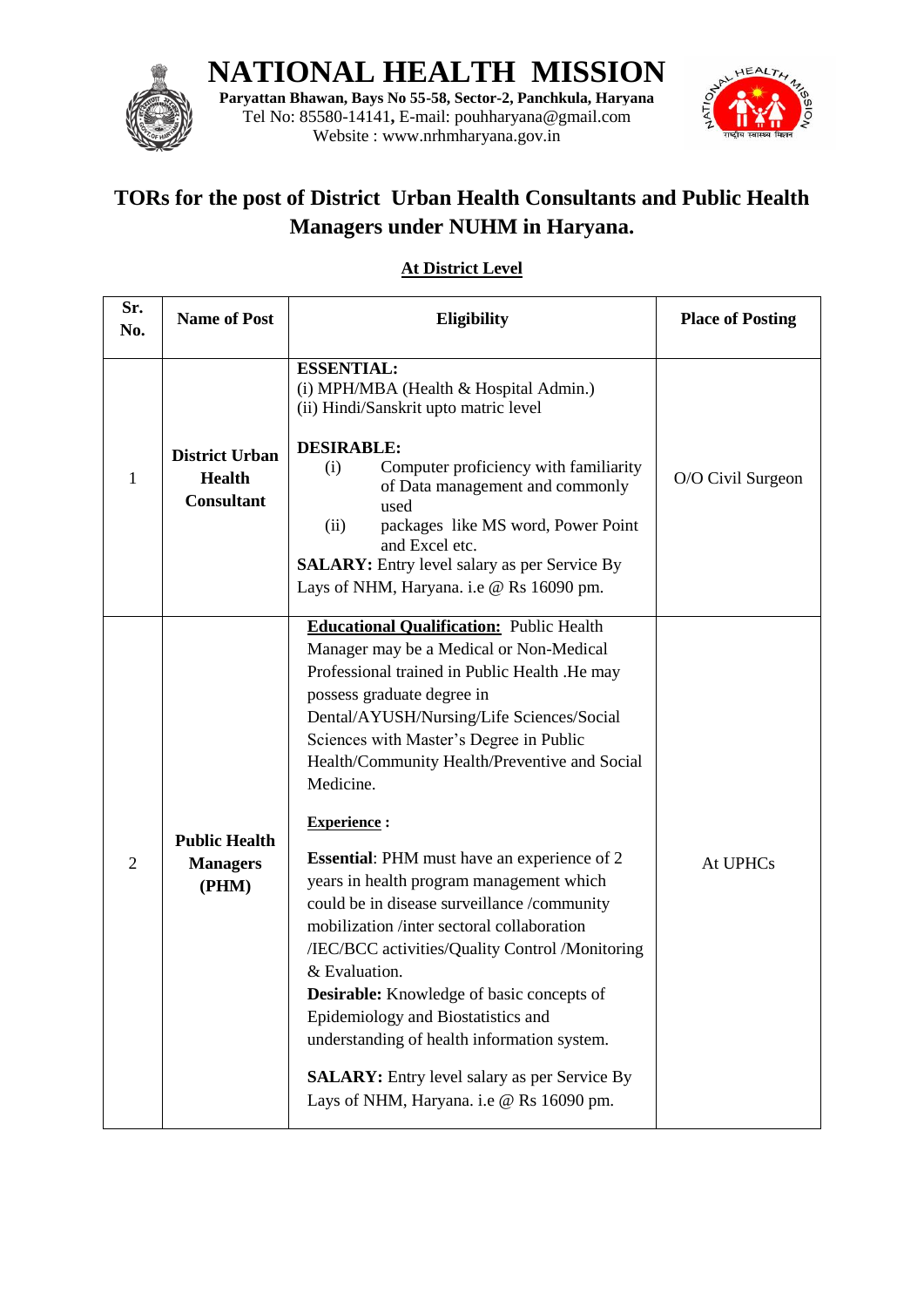# NATIONAL HEALTH MISSION

**Paryattan Bhawan, Bays No 55-58, Sector-2, Panchkula, Haryana**
Tel No: 85580-14141**,** E-mail: pouhharyana@gmail.com
Website : www.nrhmharyana.gov.in

## TORs for the post of District Urban Health Consultants and Public Health Managers under NUHM in Haryana.

**At District Level**

| Sr. No. | Name of Post | Eligibility | Place of Posting |
|---|---|---|---|
| 1 | **District Urban Health Consultant** | **ESSENTIAL:**<br>(i) MPH/MBA (Health & Hospital Admin.)<br>(ii) Hindi/Sanskrit upto matric level<br><br>**DESIRABLE:**<br>(i) Computer proficiency with familiarity of Data management and commonly used<br>(ii) packages like MS word, Power Point and Excel etc.<br>**SALARY:** Entry level salary as per Service By Lays of NHM, Haryana. i.e @ Rs 16090 pm. | O/O Civil Surgeon |
| 2 | **Public Health Managers (PHM)** | **Educational Qualification:** Public Health Manager may be a Medical or Non-Medical Professional trained in Public Health .He may possess graduate degree in Dental/AYUSH/Nursing/Life Sciences/Social Sciences with Master's Degree in Public Health/Community Health/Preventive and Social Medicine.<br><br>**Experience :**<br><br>**Essential**: PHM must have an experience of 2 years in health program management which could be in disease surveillance /community mobilization /inter sectoral collaboration /IEC/BCC activities/Quality Control /Monitoring & Evaluation.<br>**Desirable:** Knowledge of basic concepts of Epidemiology and Biostatistics and understanding of health information system.<br><br>**SALARY:** Entry level salary as per Service By Lays of NHM, Haryana. i.e @ Rs 16090 pm. | At UPHCs |